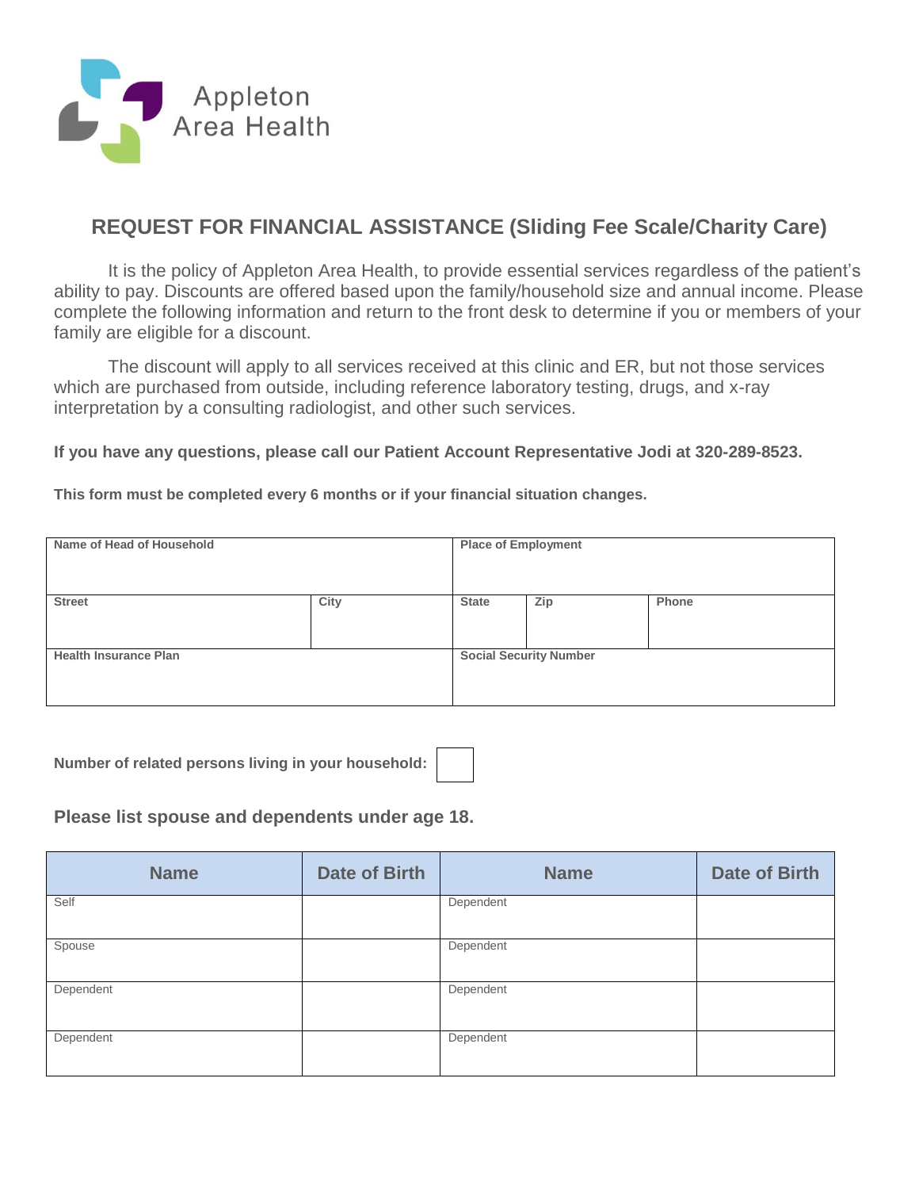Appleton
Area Health

## REQUEST FOR FINANCIAL ASSISTANCE (Sliding Fee Scale/Charity Care)

It is the policy of Appleton Area Health, to provide essential services regardless of the patient's ability to pay. Discounts are offered based upon the family/household size and annual income. Please complete the following information and return to the front desk to determine if you or members of your family are eligible for a discount.

The discount will apply to all services received at this clinic and ER, but not those services which are purchased from outside, including reference laboratory testing, drugs, and x-ray interpretation by a consulting radiologist, and other such services.

**If you have any questions, please call our Patient Account Representative Jodi at 320-289-8523.**

**This form must be completed every 6 months or if your financial situation changes.**

| Name of Head of Household | | Place of Employment | | |
|---|---|---|---|---|
| **Street** | **City** | **State** | **Zip** | **Phone** |
| **Health Insurance Plan** | | **Social Security Number** | | |

**Number of related persons living in your household:** ____

### Please list spouse and dependents under age 18.

| Name | Date of Birth | Name | Date of Birth |
|---|---|---|---|
| Self | | Dependent | |
| Spouse | | Dependent | |
| Dependent | | Dependent | |
| Dependent | | Dependent | |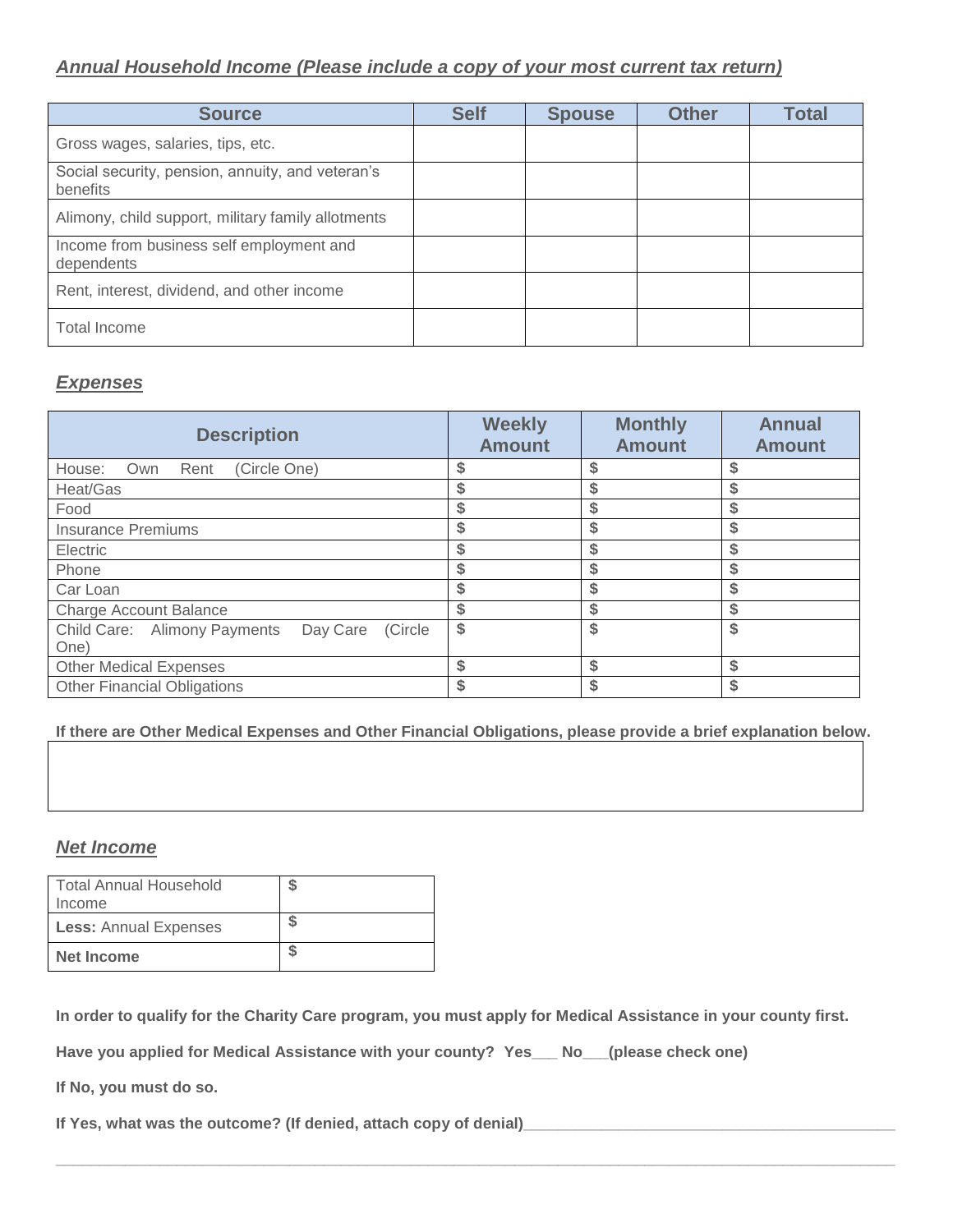***Annual Household Income (Please include a copy of your most current tax return)***

| Source | Self | Spouse | Other | Total |
|---|---|---|---|---|
| Gross wages, salaries, tips, etc. | | | | |
| Social security, pension, annuity, and veteran's benefits | | | | |
| Alimony, child support, military family allotments | | | | |
| Income from business self employment and dependents | | | | |
| Rent, interest, dividend, and other income | | | | |
| Total Income | | | | |

***Expenses***

| Description | Weekly Amount | Monthly Amount | Annual Amount |
|---|---|---|---|
| House: Own Rent (Circle One) | $ | $ | $ |
| Heat/Gas | $ | $ | $ |
| Food | $ | $ | $ |
| Insurance Premiums | $ | $ | $ |
| Electric | $ | $ | $ |
| Phone | $ | $ | $ |
| Car Loan | $ | $ | $ |
| Charge Account Balance | $ | $ | $ |
| Child Care: Alimony Payments Day Care (Circle One) | $ | $ | $ |
| Other Medical Expenses | $ | $ | $ |
| Other Financial Obligations | $ | $ | $ |

**If there are Other Medical Expenses and Other Financial Obligations, please provide a brief explanation below.**

| |
|---|
| |

***Net Income***

| | |
|---|---|
| Total Annual Household Income | $ |
| **Less:** Annual Expenses | $ |
| **Net Income** | $ |

**In order to qualify for the Charity Care program, you must apply for Medical Assistance in your county first.**

**Have you applied for Medical Assistance with your county? Yes___ No___(please check one)**

**If No, you must do so.**

**If Yes, what was the outcome? (If denied, attach copy of denial)____________________________________________**

______________________________________________________________________________________________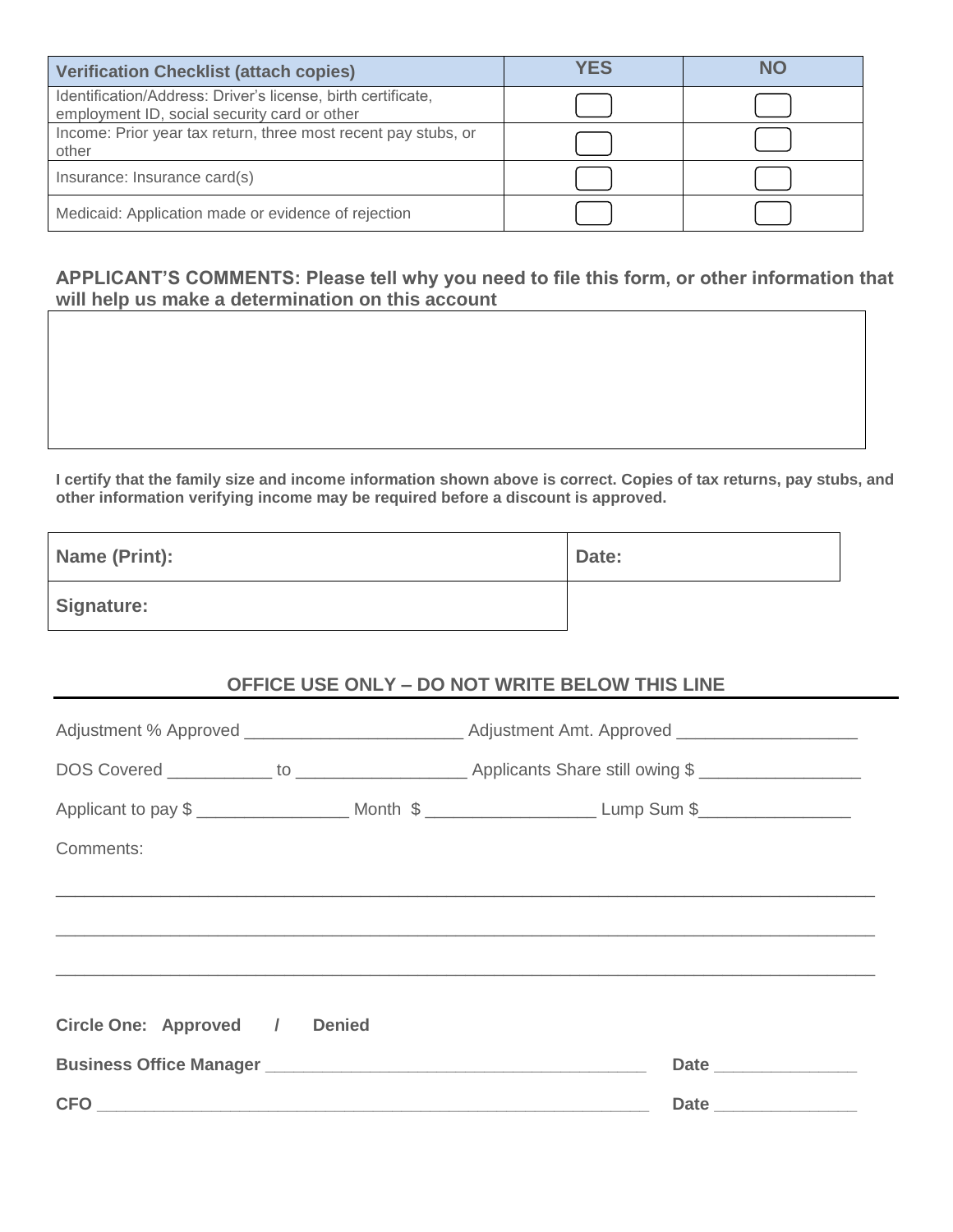| Verification Checklist (attach copies) | YES | NO |
| --- | --- | --- |
| Identification/Address: Driver's license, birth certificate, employment ID, social security card or other | ☐ | ☐ |
| Income: Prior year tax return, three most recent pay stubs, or other | ☐ | ☐ |
| Insurance: Insurance card(s) | ☐ | ☐ |
| Medicaid: Application made or evidence of rejection | ☐ | ☐ |

**APPLICANT'S COMMENTS: Please tell why you need to file this form, or other information that will help us make a determination on this account**

| |
| --- |
| |

**I certify that the family size and income information shown above is correct. Copies of tax returns, pay stubs, and other information verifying income may be required before a discount is approved.**

| | |
| --- | --- |
| **Name (Print):** | **Date:** |
| **Signature:** | |

**OFFICE USE ONLY – DO NOT WRITE BELOW THIS LINE**

Adjustment % Approved ______________________ Adjustment Amt. Approved __________________

DOS Covered ___________ to _________________ Applicants Share still owing $ ________________

Applicant to pay $ ________________ Month $ _________________ Lump Sum $________________

Comments:

_______________________________________________________________________________

_______________________________________________________________________________

_______________________________________________________________________________

**Circle One: Approved / Denied**

**Business Office Manager ________________________________________ Date _______________**

**CFO ____________________________________________________________ Date _______________**